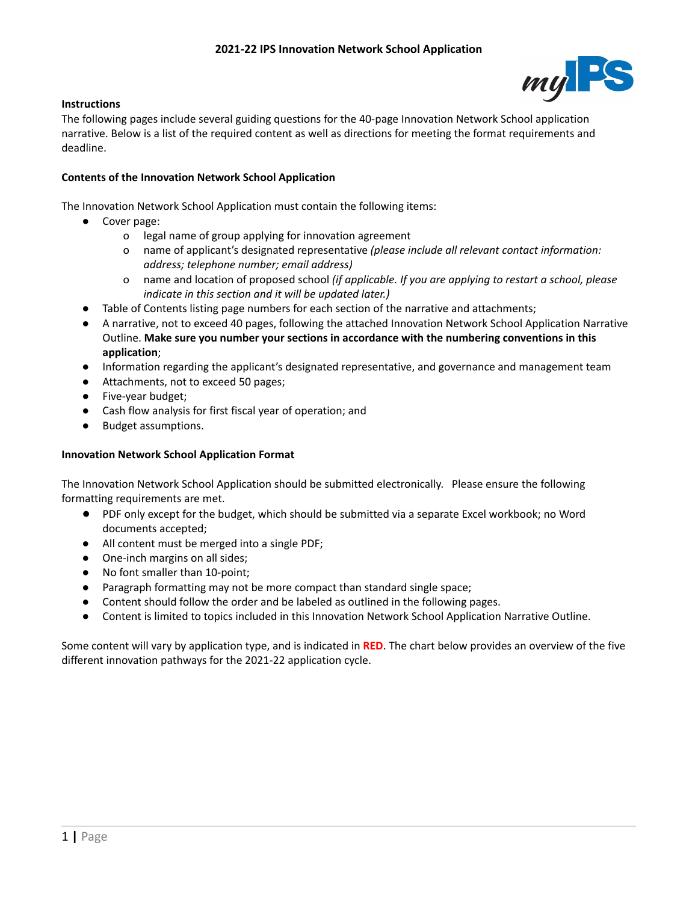# 2021-22 IPS Innovation Network School Application

### Instructions

The following pages include several guiding questions for the 40-page Innovation Network School application narrative. Below is a list of the required content as well as directions for meeting the format requirements and deadline.

### Contents of the Innovation Network School Application

The Innovation Network School Application must contain the following items:

- Cover page:
  - legal name of group applying for innovation agreement
  - name of applicant's designated representative *(please include all relevant contact information: address; telephone number; email address)*
  - name and location of proposed school *(if applicable. If you are applying to restart a school, please indicate in this section and it will be updated later.)*
- Table of Contents listing page numbers for each section of the narrative and attachments;
- A narrative, not to exceed 40 pages, following the attached Innovation Network School Application Narrative Outline. **Make sure you number your sections in accordance with the numbering conventions in this application**;
- Information regarding the applicant's designated representative, and governance and management team
- Attachments, not to exceed 50 pages;
- Five-year budget;
- Cash flow analysis for first fiscal year of operation; and
- Budget assumptions.

### Innovation Network School Application Format

The Innovation Network School Application should be submitted electronically. Please ensure the following formatting requirements are met.

- PDF only except for the budget, which should be submitted via a separate Excel workbook; no Word documents accepted;
- All content must be merged into a single PDF;
- One-inch margins on all sides;
- No font smaller than 10-point;
- Paragraph formatting may not be more compact than standard single space;
- Content should follow the order and be labeled as outlined in the following pages.
- Content is limited to topics included in this Innovation Network School Application Narrative Outline.

Some content will vary by application type, and is indicated in **RED**. The chart below provides an overview of the five different innovation pathways for the 2021-22 application cycle.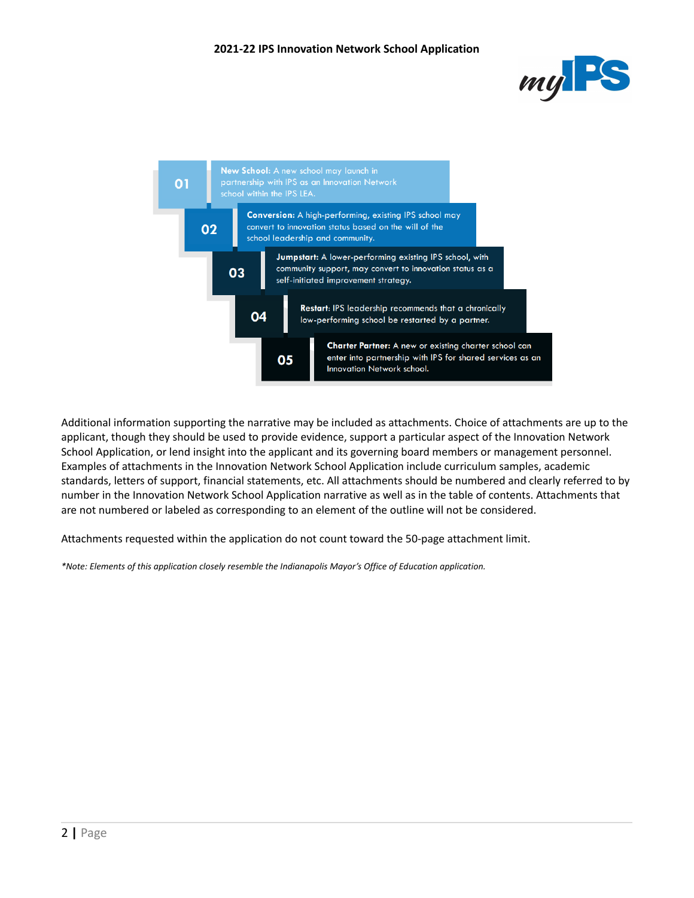01 **New School:** A new school may launch in partnership with IPS as an Innovation Network school within the IPS LEA.

02 **Conversion:** A high-performing, existing IPS school may convert to innovation status based on the will of the school leadership and community.

03 **Jumpstart:** A lower-performing existing IPS school, with community support, may convert to innovation status as a self-initiated improvement strategy.

04 **Restart:** IPS leadership recommends that a chronically low-performing school be restarted by a partner.

05 **Charter Partner:** A new or existing charter school can enter into partnership with IPS for shared services as an Innovation Network school.

Additional information supporting the narrative may be included as attachments. Choice of attachments are up to the applicant, though they should be used to provide evidence, support a particular aspect of the Innovation Network School Application, or lend insight into the applicant and its governing board members or management personnel. Examples of attachments in the Innovation Network School Application include curriculum samples, academic standards, letters of support, financial statements, etc. All attachments should be numbered and clearly referred to by number in the Innovation Network School Application narrative as well as in the table of contents. Attachments that are not numbered or labeled as corresponding to an element of the outline will not be considered.

Attachments requested within the application do not count toward the 50-page attachment limit.

*\*Note: Elements of this application closely resemble the Indianapolis Mayor's Office of Education application.*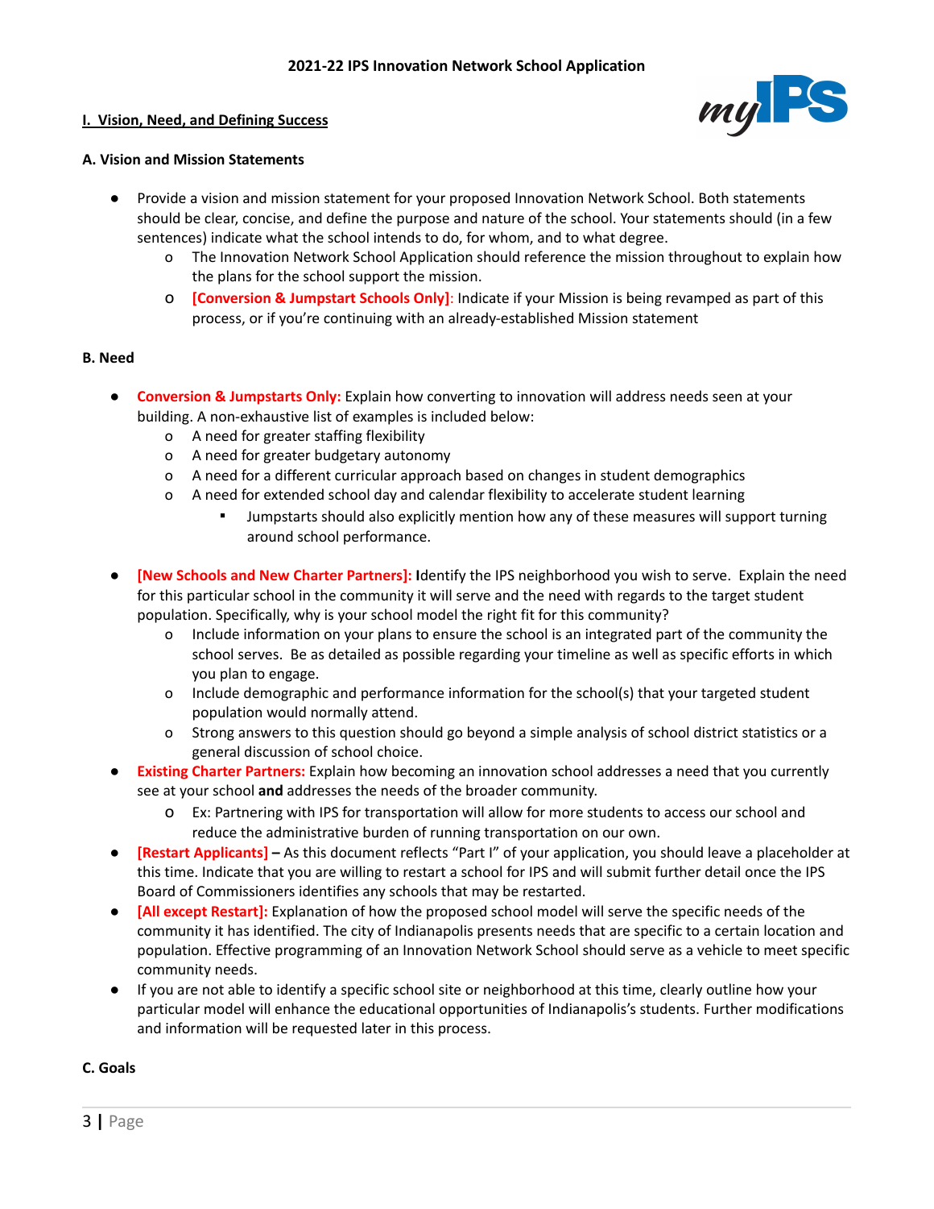**2021-22 IPS Innovation Network School Application**

## I. Vision, Need, and Defining Success

### A. Vision and Mission Statements

- Provide a vision and mission statement for your proposed Innovation Network School. Both statements should be clear, concise, and define the purpose and nature of the school. Your statements should (in a few sentences) indicate what the school intends to do, for whom, and to what degree.
    - The Innovation Network School Application should reference the mission throughout to explain how the plans for the school support the mission.
    - **[Conversion & Jumpstart Schools Only]**: Indicate if your Mission is being revamped as part of this process, or if you're continuing with an already-established Mission statement

### B. Need

- **Conversion & Jumpstarts Only:** Explain how converting to innovation will address needs seen at your building. A non-exhaustive list of examples is included below:
    - A need for greater staffing flexibility
    - A need for greater budgetary autonomy
    - A need for a different curricular approach based on changes in student demographics
    - A need for extended school day and calendar flexibility to accelerate student learning
        - Jumpstarts should also explicitly mention how any of these measures will support turning around school performance.
- **[New Schools and New Charter Partners]: I**dentify the IPS neighborhood you wish to serve. Explain the need for this particular school in the community it will serve and the need with regards to the target student population. Specifically, why is your school model the right fit for this community?
    - Include information on your plans to ensure the school is an integrated part of the community the school serves. Be as detailed as possible regarding your timeline as well as specific efforts in which you plan to engage.
    - Include demographic and performance information for the school(s) that your targeted student population would normally attend.
    - Strong answers to this question should go beyond a simple analysis of school district statistics or a general discussion of school choice.
- **Existing Charter Partners:** Explain how becoming an innovation school addresses a need that you currently see at your school **and** addresses the needs of the broader community.
    - Ex: Partnering with IPS for transportation will allow for more students to access our school and reduce the administrative burden of running transportation on our own.
- **[Restart Applicants] –** As this document reflects "Part I" of your application, you should leave a placeholder at this time. Indicate that you are willing to restart a school for IPS and will submit further detail once the IPS Board of Commissioners identifies any schools that may be restarted.
- **[All except Restart]:** Explanation of how the proposed school model will serve the specific needs of the community it has identified. The city of Indianapolis presents needs that are specific to a certain location and population. Effective programming of an Innovation Network School should serve as a vehicle to meet specific community needs.
- If you are not able to identify a specific school site or neighborhood at this time, clearly outline how your particular model will enhance the educational opportunities of Indianapolis's students. Further modifications and information will be requested later in this process.

### C. Goals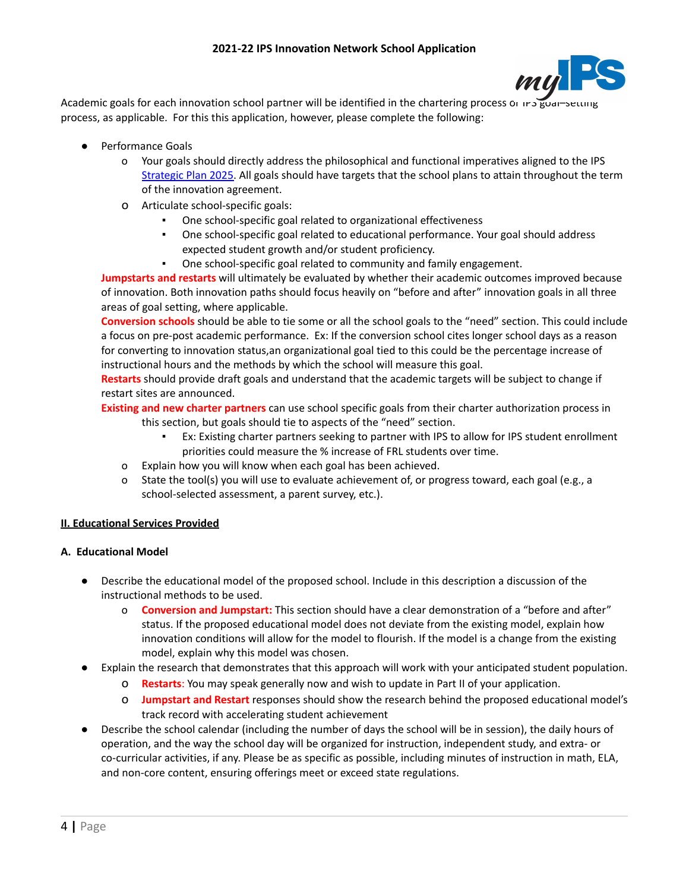Academic goals for each innovation school partner will be identified in the chartering process or IPS goal–setting process, as applicable. For this this application, however, please complete the following:

- Performance Goals
  - Your goals should directly address the philosophical and functional imperatives aligned to the IPS [Strategic Plan 2025](). All goals should have targets that the school plans to attain throughout the term of the innovation agreement.
  - Articulate school-specific goals:
    - One school-specific goal related to organizational effectiveness
    - One school-specific goal related to educational performance. Your goal should address expected student growth and/or student proficiency.
    - One school-specific goal related to community and family engagement.

    **Jumpstarts and restarts** will ultimately be evaluated by whether their academic outcomes improved because of innovation. Both innovation paths should focus heavily on "before and after" innovation goals in all three areas of goal setting, where applicable.

    **Conversion schools** should be able to tie some or all the school goals to the "need" section. This could include a focus on pre-post academic performance. Ex: If the conversion school cites longer school days as a reason for converting to innovation status,an organizational goal tied to this could be the percentage increase of instructional hours and the methods by which the school will measure this goal.

    **Restarts** should provide draft goals and understand that the academic targets will be subject to change if restart sites are announced.

    **Existing and new charter partners** can use school specific goals from their charter authorization process in this section, but goals should tie to aspects of the "need" section.
    - Ex: Existing charter partners seeking to partner with IPS to allow for IPS student enrollment priorities could measure the % increase of FRL students over time.
  - Explain how you will know when each goal has been achieved.
  - State the tool(s) you will use to evaluate achievement of, or progress toward, each goal (e.g., a school-selected assessment, a parent survey, etc.).

## II. Educational Services Provided

### A. Educational Model

- Describe the educational model of the proposed school. Include in this description a discussion of the instructional methods to be used.
  - **Conversion and Jumpstart:** This section should have a clear demonstration of a "before and after" status. If the proposed educational model does not deviate from the existing model, explain how innovation conditions will allow for the model to flourish. If the model is a change from the existing model, explain why this model was chosen.
- Explain the research that demonstrates that this approach will work with your anticipated student population.
  - **Restarts**: You may speak generally now and wish to update in Part II of your application.
  - **Jumpstart and Restart** responses should show the research behind the proposed educational model's track record with accelerating student achievement
- Describe the school calendar (including the number of days the school will be in session), the daily hours of operation, and the way the school day will be organized for instruction, independent study, and extra- or co-curricular activities, if any. Please be as specific as possible, including minutes of instruction in math, ELA, and non-core content, ensuring offerings meet or exceed state regulations.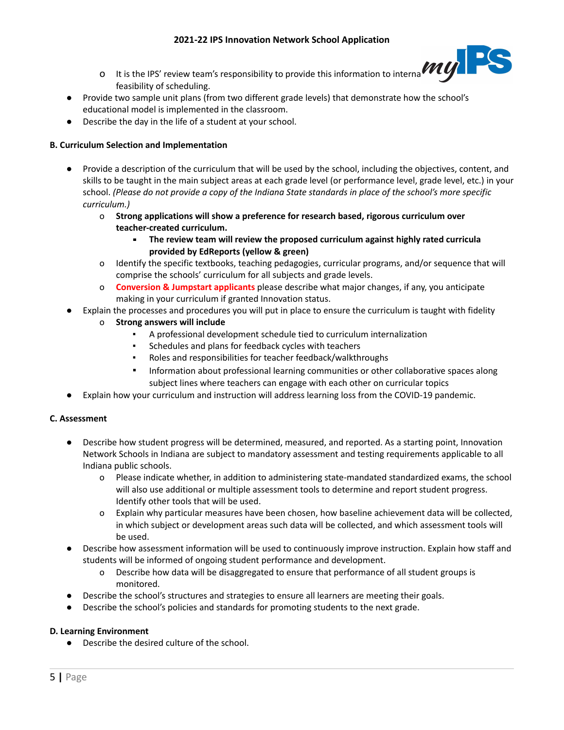- It is the IPS' review team's responsibility to provide this information to interna feasibility of scheduling.

- Provide two sample unit plans (from two different grade levels) that demonstrate how the school's educational model is implemented in the classroom.
- Describe the day in the life of a student at your school.

**B. Curriculum Selection and Implementation**

- Provide a description of the curriculum that will be used by the school, including the objectives, content, and skills to be taught in the main subject areas at each grade level (or performance level, grade level, etc.) in your school. *(Please do not provide a copy of the Indiana State standards in place of the school's more specific curriculum.)*
  - **Strong applications will show a preference for research based, rigorous curriculum over teacher-created curriculum.**
    - **The review team will review the proposed curriculum against highly rated curricula provided by EdReports (yellow & green)**
  - Identify the specific textbooks, teaching pedagogies, curricular programs, and/or sequence that will comprise the schools' curriculum for all subjects and grade levels.
  - **Conversion & Jumpstart applicants** please describe what major changes, if any, you anticipate making in your curriculum if granted Innovation status.
- Explain the processes and procedures you will put in place to ensure the curriculum is taught with fidelity
  - **Strong answers will include**
    - A professional development schedule tied to curriculum internalization
    - Schedules and plans for feedback cycles with teachers
    - Roles and responsibilities for teacher feedback/walkthroughs
    - Information about professional learning communities or other collaborative spaces along subject lines where teachers can engage with each other on curricular topics
- Explain how your curriculum and instruction will address learning loss from the COVID-19 pandemic.

**C. Assessment**

- Describe how student progress will be determined, measured, and reported. As a starting point, Innovation Network Schools in Indiana are subject to mandatory assessment and testing requirements applicable to all Indiana public schools.
  - Please indicate whether, in addition to administering state-mandated standardized exams, the school will also use additional or multiple assessment tools to determine and report student progress. Identify other tools that will be used.
  - Explain why particular measures have been chosen, how baseline achievement data will be collected, in which subject or development areas such data will be collected, and which assessment tools will be used.
- Describe how assessment information will be used to continuously improve instruction. Explain how staff and students will be informed of ongoing student performance and development.
  - Describe how data will be disaggregated to ensure that performance of all student groups is monitored.
- Describe the school's structures and strategies to ensure all learners are meeting their goals.
- Describe the school's policies and standards for promoting students to the next grade.

**D. Learning Environment**

- Describe the desired culture of the school.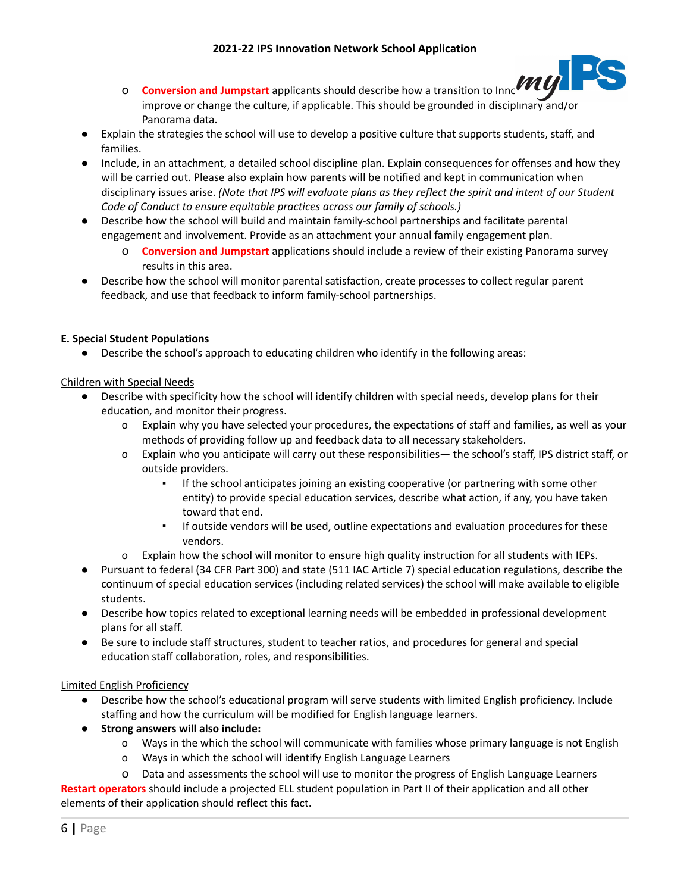- **Conversion and Jumpstart** applicants should describe how a transition to Innc improve or change the culture, if applicable. This should be grounded in disciplinary and/or Panorama data.

- Explain the strategies the school will use to develop a positive culture that supports students, staff, and families.
- Include, in an attachment, a detailed school discipline plan. Explain consequences for offenses and how they will be carried out. Please also explain how parents will be notified and kept in communication when disciplinary issues arise. *(Note that IPS will evaluate plans as they reflect the spirit and intent of our Student Code of Conduct to ensure equitable practices across our family of schools.)*
- Describe how the school will build and maintain family-school partnerships and facilitate parental engagement and involvement. Provide as an attachment your annual family engagement plan.
    - **Conversion and Jumpstart** applications should include a review of their existing Panorama survey results in this area.
- Describe how the school will monitor parental satisfaction, create processes to collect regular parent feedback, and use that feedback to inform family-school partnerships.

**E. Special Student Populations**

- Describe the school's approach to educating children who identify in the following areas:

Children with Special Needs

- Describe with specificity how the school will identify children with special needs, develop plans for their education, and monitor their progress.
    - Explain why you have selected your procedures, the expectations of staff and families, as well as your methods of providing follow up and feedback data to all necessary stakeholders.
    - Explain who you anticipate will carry out these responsibilities— the school's staff, IPS district staff, or outside providers.
        - If the school anticipates joining an existing cooperative (or partnering with some other entity) to provide special education services, describe what action, if any, you have taken toward that end.
        - If outside vendors will be used, outline expectations and evaluation procedures for these vendors.
    - Explain how the school will monitor to ensure high quality instruction for all students with IEPs.
- Pursuant to federal (34 CFR Part 300) and state (511 IAC Article 7) special education regulations, describe the continuum of special education services (including related services) the school will make available to eligible students.
- Describe how topics related to exceptional learning needs will be embedded in professional development plans for all staff.
- Be sure to include staff structures, student to teacher ratios, and procedures for general and special education staff collaboration, roles, and responsibilities.

Limited English Proficiency

- Describe how the school's educational program will serve students with limited English proficiency. Include staffing and how the curriculum will be modified for English language learners.
- **Strong answers will also include:**
    - Ways in the which the school will communicate with families whose primary language is not English
    - Ways in which the school will identify English Language Learners
    - Data and assessments the school will use to monitor the progress of English Language Learners

**Restart operators** should include a projected ELL student population in Part II of their application and all other elements of their application should reflect this fact.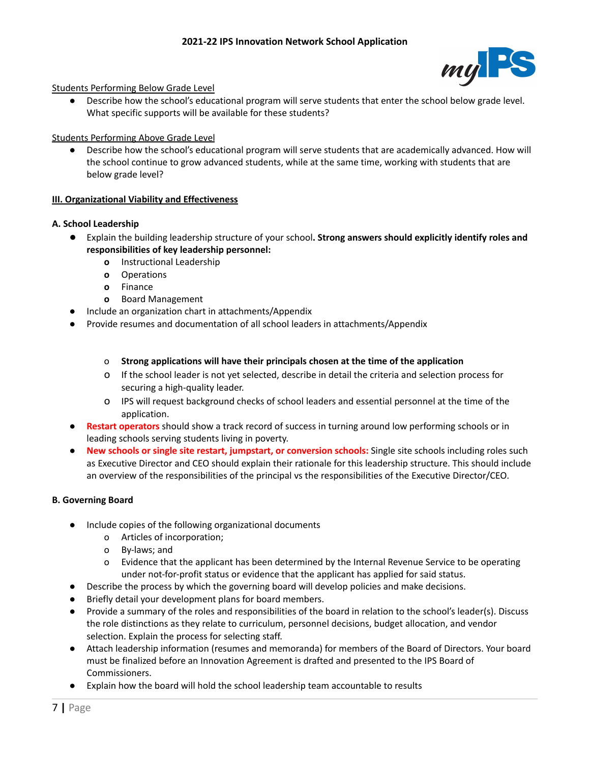Students Performing Below Grade Level

- Describe how the school's educational program will serve students that enter the school below grade level. What specific supports will be available for these students?

Students Performing Above Grade Level

- Describe how the school's educational program will serve students that are academically advanced. How will the school continue to grow advanced students, while at the same time, working with students that are below grade level?

## III. Organizational Viability and Effectiveness

### A. School Leadership

- Explain the building leadership structure of your school**. Strong answers should explicitly identify roles and responsibilities of key leadership personnel:**
  - Instructional Leadership
  - Operations
  - Finance
  - Board Management
- Include an organization chart in attachments/Appendix
- Provide resumes and documentation of all school leaders in attachments/Appendix
  - **Strong applications will have their principals chosen at the time of the application**
  - If the school leader is not yet selected, describe in detail the criteria and selection process for securing a high-quality leader.
  - IPS will request background checks of school leaders and essential personnel at the time of the application.
- **Restart operators** should show a track record of success in turning around low performing schools or in leading schools serving students living in poverty.
- **New schools or single site restart, jumpstart, or conversion schools:** Single site schools including roles such as Executive Director and CEO should explain their rationale for this leadership structure. This should include an overview of the responsibilities of the principal vs the responsibilities of the Executive Director/CEO.

### B. Governing Board

- Include copies of the following organizational documents
  - Articles of incorporation;
  - By-laws; and
  - Evidence that the applicant has been determined by the Internal Revenue Service to be operating under not-for-profit status or evidence that the applicant has applied for said status.
- Describe the process by which the governing board will develop policies and make decisions.
- Briefly detail your development plans for board members.
- Provide a summary of the roles and responsibilities of the board in relation to the school's leader(s). Discuss the role distinctions as they relate to curriculum, personnel decisions, budget allocation, and vendor selection. Explain the process for selecting staff.
- Attach leadership information (resumes and memoranda) for members of the Board of Directors. Your board must be finalized before an Innovation Agreement is drafted and presented to the IPS Board of Commissioners.
- Explain how the board will hold the school leadership team accountable to results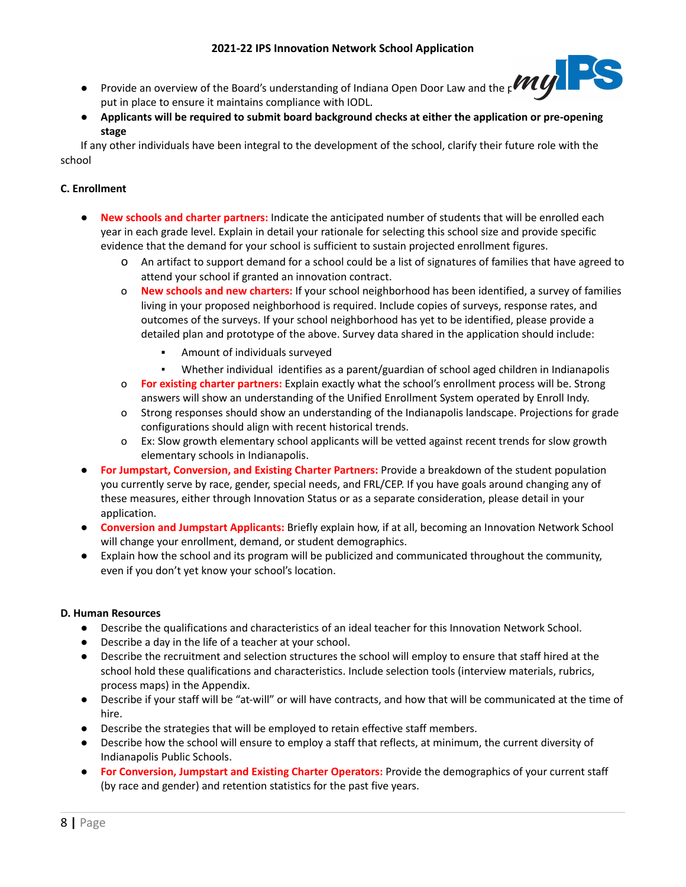- Provide an overview of the Board's understanding of Indiana Open Door Law and the p put in place to ensure it maintains compliance with IODL.
- **Applicants will be required to submit board background checks at either the application or pre-opening stage**

If any other individuals have been integral to the development of the school, clarify their future role with the school

### C. Enrollment

- **New schools and charter partners:** Indicate the anticipated number of students that will be enrolled each year in each grade level. Explain in detail your rationale for selecting this school size and provide specific evidence that the demand for your school is sufficient to sustain projected enrollment figures.
    - An artifact to support demand for a school could be a list of signatures of families that have agreed to attend your school if granted an innovation contract.
    - **New schools and new charters:** If your school neighborhood has been identified, a survey of families living in your proposed neighborhood is required. Include copies of surveys, response rates, and outcomes of the surveys. If your school neighborhood has yet to be identified, please provide a detailed plan and prototype of the above. Survey data shared in the application should include:
        - Amount of individuals surveyed
        - Whether individual identifies as a parent/guardian of school aged children in Indianapolis
    - **For existing charter partners:** Explain exactly what the school's enrollment process will be. Strong answers will show an understanding of the Unified Enrollment System operated by Enroll Indy.
    - Strong responses should show an understanding of the Indianapolis landscape. Projections for grade configurations should align with recent historical trends.
    - Ex: Slow growth elementary school applicants will be vetted against recent trends for slow growth elementary schools in Indianapolis.
- **For Jumpstart, Conversion, and Existing Charter Partners:** Provide a breakdown of the student population you currently serve by race, gender, special needs, and FRL/CEP. If you have goals around changing any of these measures, either through Innovation Status or as a separate consideration, please detail in your application.
- **Conversion and Jumpstart Applicants:** Briefly explain how, if at all, becoming an Innovation Network School will change your enrollment, demand, or student demographics.
- Explain how the school and its program will be publicized and communicated throughout the community, even if you don't yet know your school's location.

### D. Human Resources

- Describe the qualifications and characteristics of an ideal teacher for this Innovation Network School.
- Describe a day in the life of a teacher at your school.
- Describe the recruitment and selection structures the school will employ to ensure that staff hired at the school hold these qualifications and characteristics. Include selection tools (interview materials, rubrics, process maps) in the Appendix.
- Describe if your staff will be "at-will" or will have contracts, and how that will be communicated at the time of hire.
- Describe the strategies that will be employed to retain effective staff members.
- Describe how the school will ensure to employ a staff that reflects, at minimum, the current diversity of Indianapolis Public Schools.
- **For Conversion, Jumpstart and Existing Charter Operators:** Provide the demographics of your current staff (by race and gender) and retention statistics for the past five years.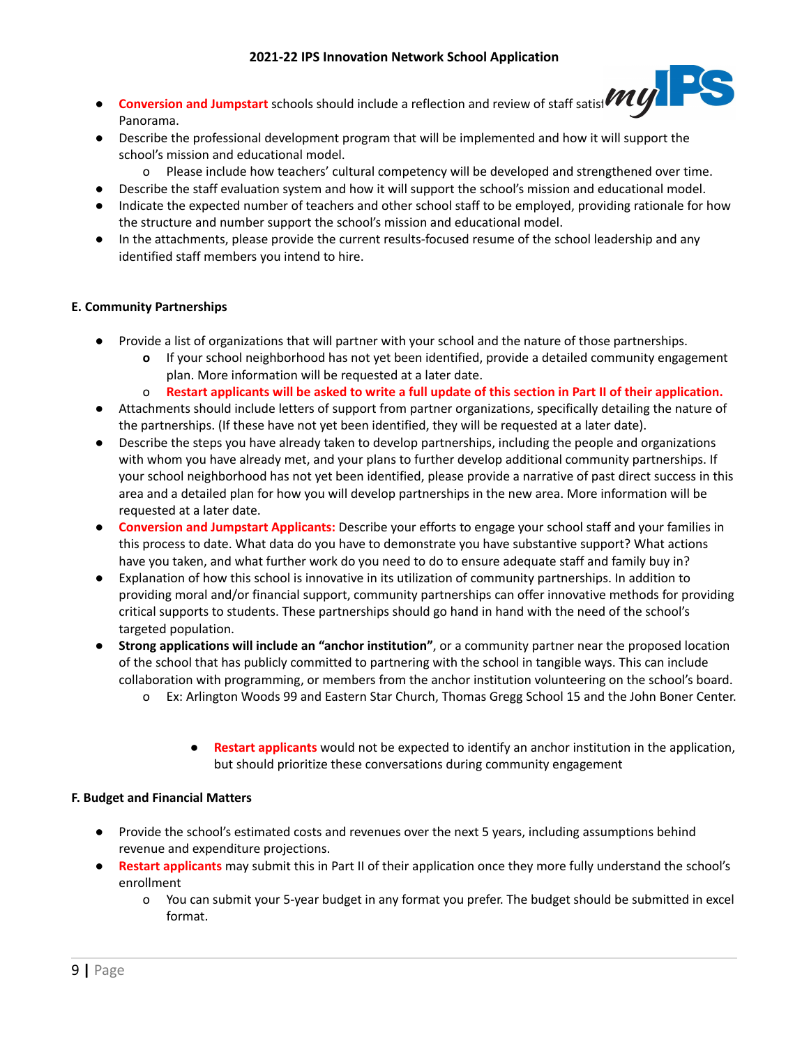- **Conversion and Jumpstart** schools should include a reflection and review of staff satisfaction data from Panorama.
- Describe the professional development program that will be implemented and how it will support the school's mission and educational model.
    - Please include how teachers' cultural competency will be developed and strengthened over time.
- Describe the staff evaluation system and how it will support the school's mission and educational model.
- Indicate the expected number of teachers and other school staff to be employed, providing rationale for how the structure and number support the school's mission and educational model.
- In the attachments, please provide the current results-focused resume of the school leadership and any identified staff members you intend to hire.

**E. Community Partnerships**

- Provide a list of organizations that will partner with your school and the nature of those partnerships.
    - If your school neighborhood has not yet been identified, provide a detailed community engagement plan. More information will be requested at a later date.
    - **Restart applicants will be asked to write a full update of this section in Part II of their application.**
- Attachments should include letters of support from partner organizations, specifically detailing the nature of the partnerships. (If these have not yet been identified, they will be requested at a later date).
- Describe the steps you have already taken to develop partnerships, including the people and organizations with whom you have already met, and your plans to further develop additional community partnerships. If your school neighborhood has not yet been identified, please provide a narrative of past direct success in this area and a detailed plan for how you will develop partnerships in the new area. More information will be requested at a later date.
- **Conversion and Jumpstart Applicants:** Describe your efforts to engage your school staff and your families in this process to date. What data do you have to demonstrate you have substantive support? What actions have you taken, and what further work do you need to do to ensure adequate staff and family buy in?
- Explanation of how this school is innovative in its utilization of community partnerships. In addition to providing moral and/or financial support, community partnerships can offer innovative methods for providing critical supports to students. These partnerships should go hand in hand with the need of the school's targeted population.
- **Strong applications will include an "anchor institution"**, or a community partner near the proposed location of the school that has publicly committed to partnering with the school in tangible ways. This can include collaboration with programming, or members from the anchor institution volunteering on the school's board.
    - Ex: Arlington Woods 99 and Eastern Star Church, Thomas Gregg School 15 and the John Boner Center.

        - **Restart applicants** would not be expected to identify an anchor institution in the application, but should prioritize these conversations during community engagement

**F. Budget and Financial Matters**

- Provide the school's estimated costs and revenues over the next 5 years, including assumptions behind revenue and expenditure projections.
- **Restart applicants** may submit this in Part II of their application once they more fully understand the school's enrollment
    - You can submit your 5-year budget in any format you prefer. The budget should be submitted in excel format.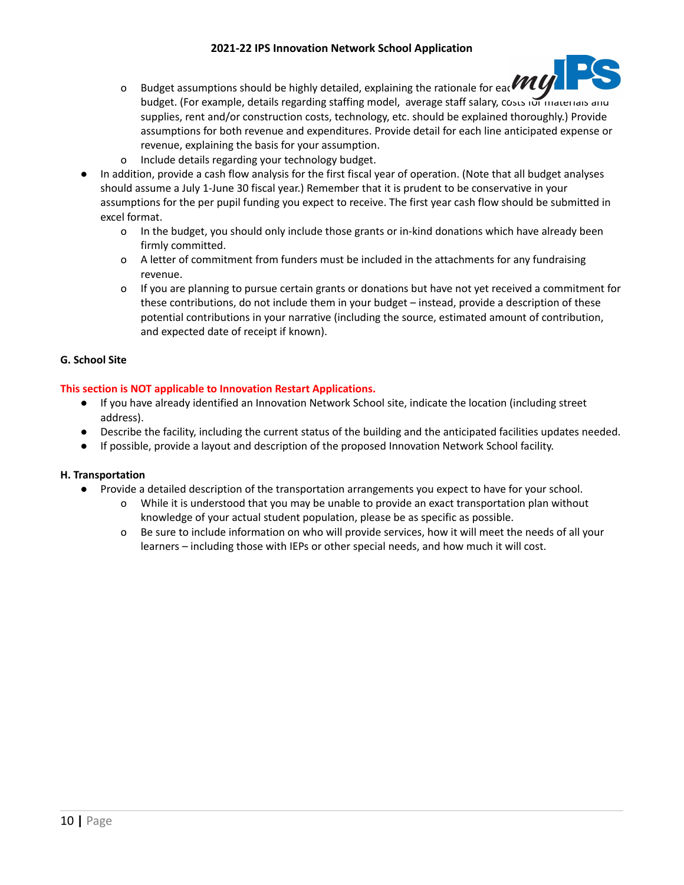- Budget assumptions should be highly detailed, explaining the rationale for each budget. (For example, details regarding staffing model, average staff salary, costs for materials and supplies, rent and/or construction costs, technology, etc. should be explained thoroughly.) Provide assumptions for both revenue and expenditures. Provide detail for each line anticipated expense or revenue, explaining the basis for your assumption.
    - Include details regarding your technology budget.
- In addition, provide a cash flow analysis for the first fiscal year of operation. (Note that all budget analyses should assume a July 1-June 30 fiscal year.) Remember that it is prudent to be conservative in your assumptions for the per pupil funding you expect to receive. The first year cash flow should be submitted in excel format.
    - In the budget, you should only include those grants or in-kind donations which have already been firmly committed.
    - A letter of commitment from funders must be included in the attachments for any fundraising revenue.
    - If you are planning to pursue certain grants or donations but have not yet received a commitment for these contributions, do not include them in your budget – instead, provide a description of these potential contributions in your narrative (including the source, estimated amount of contribution, and expected date of receipt if known).

**G. School Site**

**This section is NOT applicable to Innovation Restart Applications.**

- If you have already identified an Innovation Network School site, indicate the location (including street address).
- Describe the facility, including the current status of the building and the anticipated facilities updates needed.
- If possible, provide a layout and description of the proposed Innovation Network School facility.

**H. Transportation**

- Provide a detailed description of the transportation arrangements you expect to have for your school.
    - While it is understood that you may be unable to provide an exact transportation plan without knowledge of your actual student population, please be as specific as possible.
    - Be sure to include information on who will provide services, how it will meet the needs of all your learners – including those with IEPs or other special needs, and how much it will cost.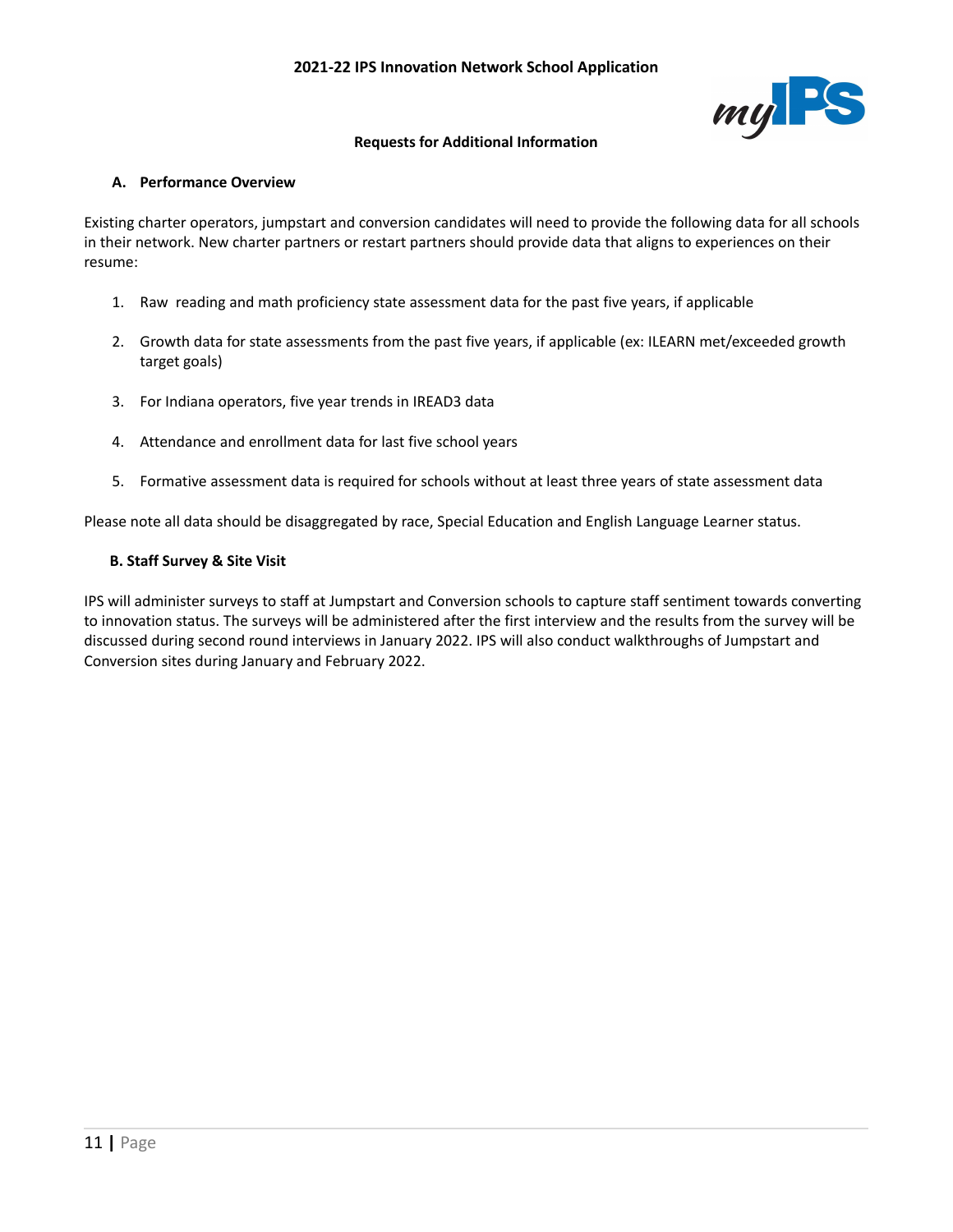**2021-22 IPS Innovation Network School Application**

## Requests for Additional Information

### A. Performance Overview

Existing charter operators, jumpstart and conversion candidates will need to provide the following data for all schools in their network. New charter partners or restart partners should provide data that aligns to experiences on their resume:

1. Raw reading and math proficiency state assessment data for the past five years, if applicable
2. Growth data for state assessments from the past five years, if applicable (ex: ILEARN met/exceeded growth target goals)
3. For Indiana operators, five year trends in IREAD3 data
4. Attendance and enrollment data for last five school years
5. Formative assessment data is required for schools without at least three years of state assessment data

Please note all data should be disaggregated by race, Special Education and English Language Learner status.

### B. Staff Survey & Site Visit

IPS will administer surveys to staff at Jumpstart and Conversion schools to capture staff sentiment towards converting to innovation status. The surveys will be administered after the first interview and the results from the survey will be discussed during second round interviews in January 2022. IPS will also conduct walkthroughs of Jumpstart and Conversion sites during January and February 2022.